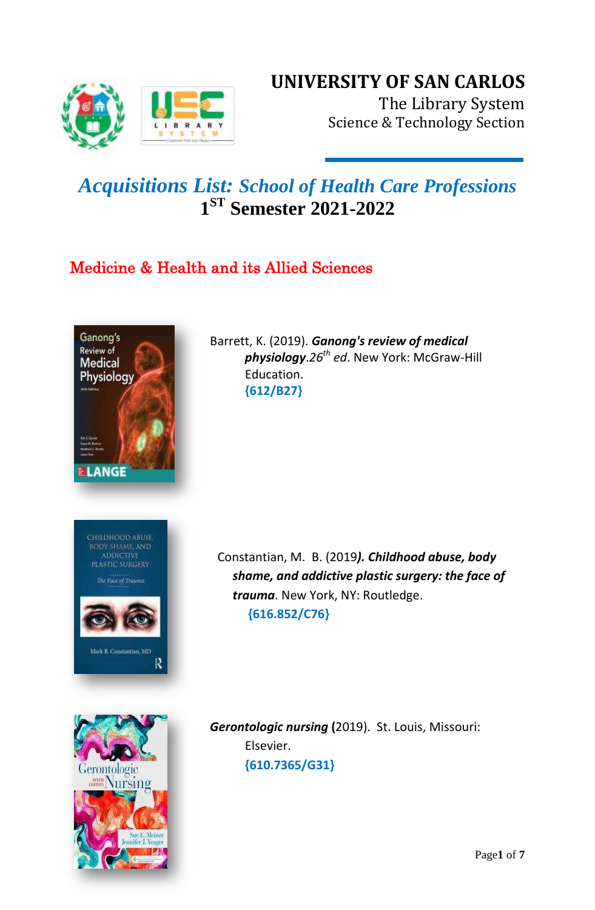# UNIVERSITY OF SAN CARLOS

The Library System
Science & Technology Section

## *Acquisitions List: School of Health Care Professions*
## 1ST Semester 2021-2022

### Medicine & Health and its Allied Sciences

Barrett, K. (2019). ***Ganong's review of medical physiology****.26th ed*. New York: McGraw-Hill Education.
**{612/B27}**

Constantian, M. B. (2019***). Childhood abuse, body shame, and addictive plastic surgery: the face of trauma***. New York, NY: Routledge.
**{616.852/C76}**

***Gerontologic nursing*** **(**2019). St. Louis, Missouri: Elsevier.
**{610.7365/G31}**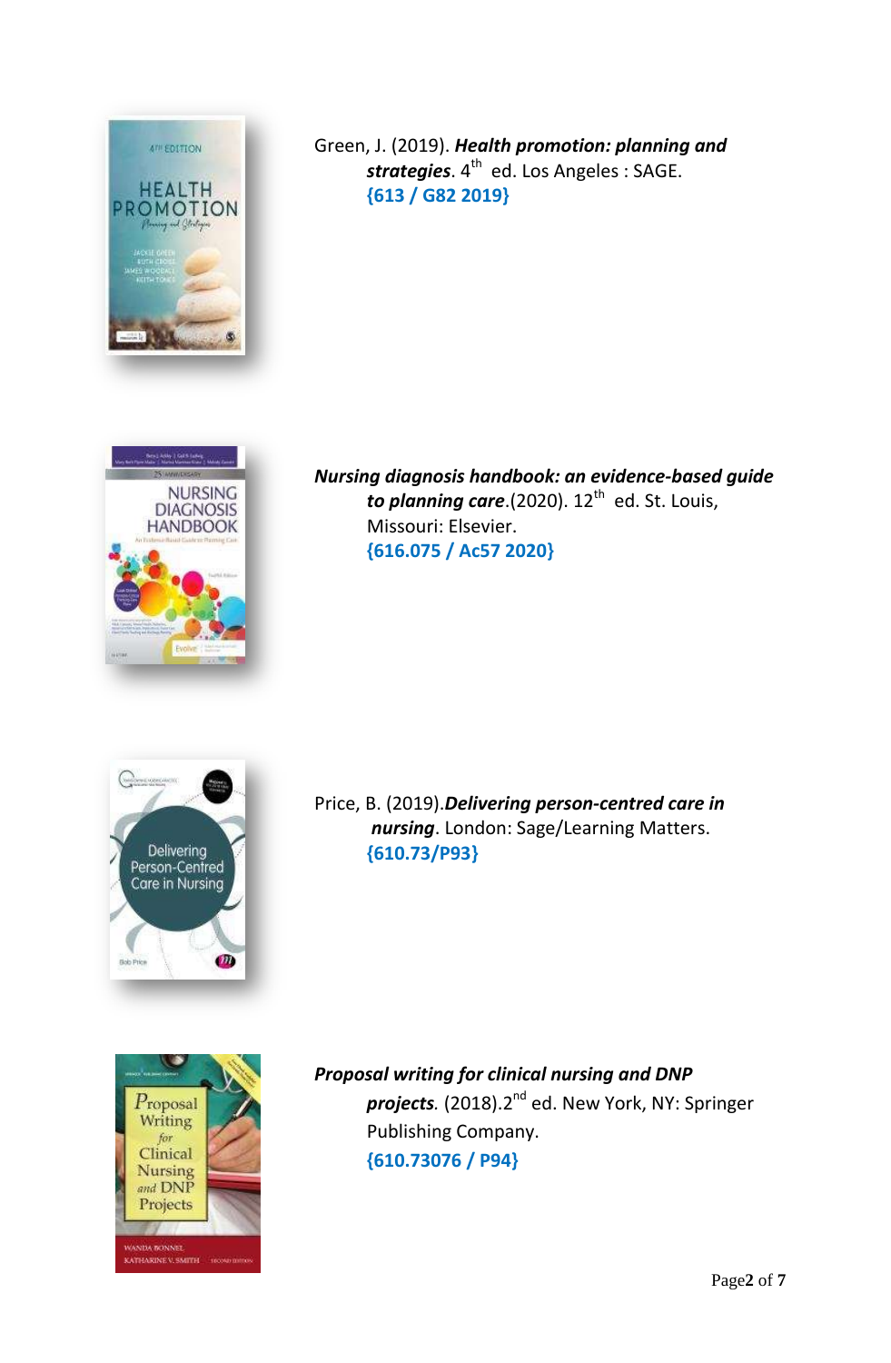Green, J. (2019). ***Health promotion: planning and strategies***. 4th ed. Los Angeles : SAGE.
**{613 / G82 2019}**

***Nursing diagnosis handbook: an evidence-based guide to planning care***.(2020). 12th ed. St. Louis, Missouri: Elsevier.
**{616.075 / Ac57 2020}**

Price, B. (2019).***Delivering person-centred care in nursing***. London: Sage/Learning Matters.
**{610.73/P93}**

***Proposal writing for clinical nursing and DNP projects.*** (2018).2nd ed. New York, NY: Springer Publishing Company.
**{610.73076 / P94}**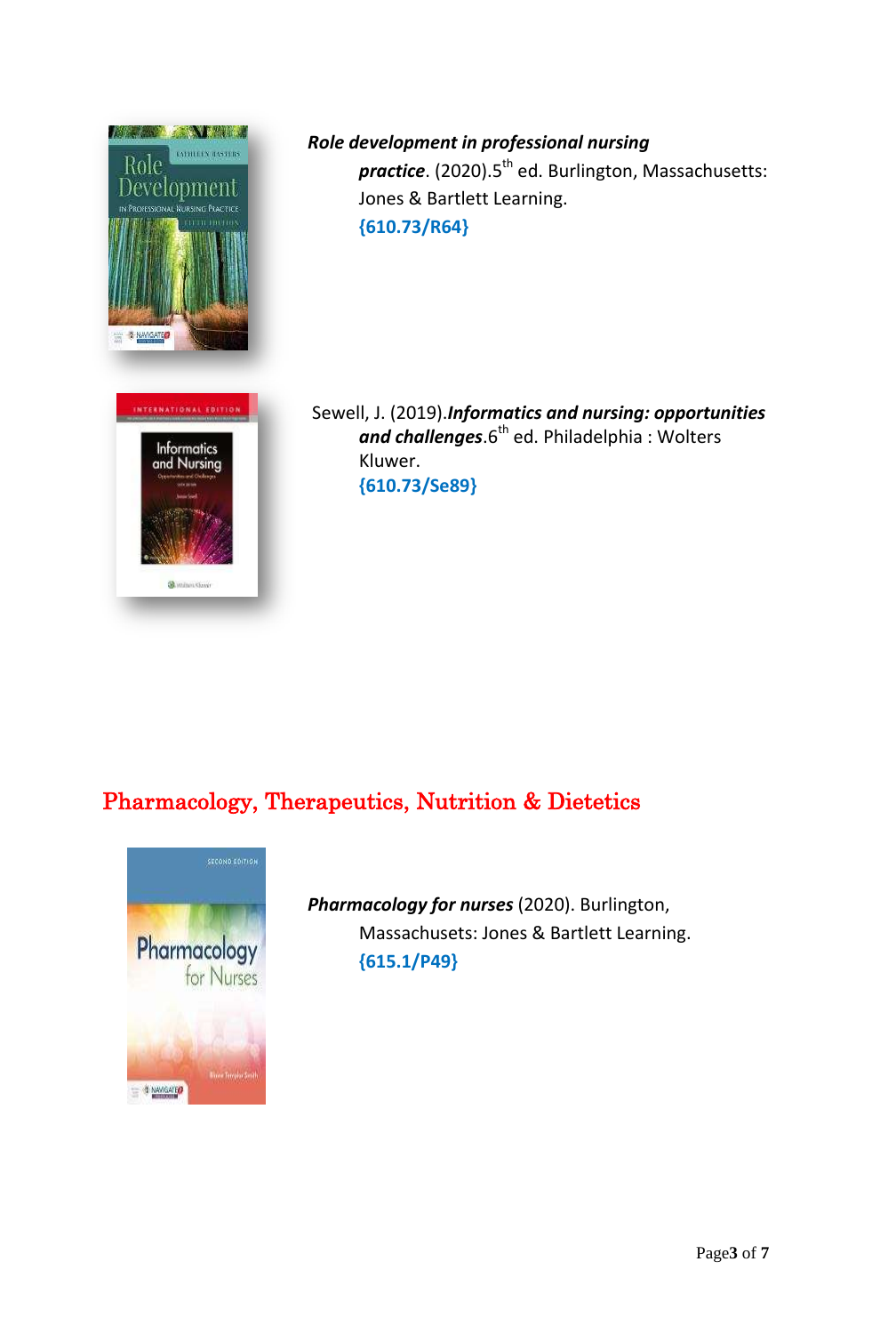***Role development in professional nursing practice***. (2020).5th ed. Burlington, Massachusetts: Jones & Bartlett Learning.
**{610.73/R64}**

Sewell, J. (2019).***Informatics and nursing: opportunities and challenges***.6th ed. Philadelphia : Wolters Kluwer.
**{610.73/Se89}**

## Pharmacology, Therapeutics, Nutrition & Dietetics

***Pharmacology for nurses*** (2020). Burlington, Massachusets: Jones & Bartlett Learning.
**{615.1/P49}**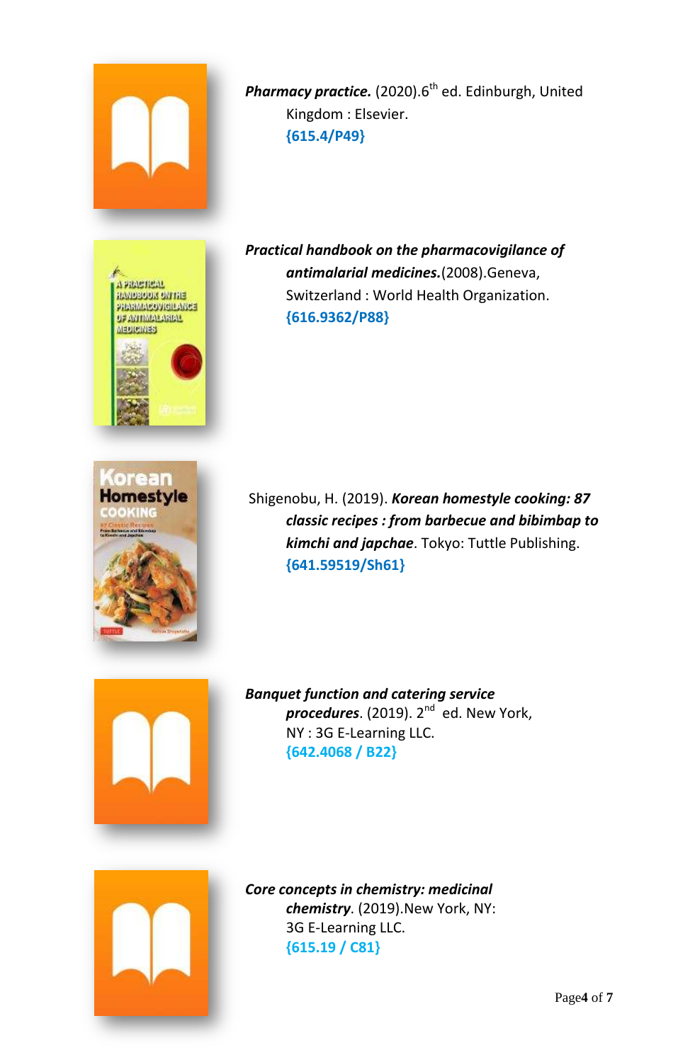***Pharmacy practice.*** (2020).6th ed. Edinburgh, United Kingdom : Elsevier.
**{615.4/P49}**

***Practical handbook on the pharmacovigilance of antimalarial medicines.***(2008).Geneva, Switzerland : World Health Organization.
**{616.9362/P88}**

Shigenobu, H. (2019). ***Korean homestyle cooking: 87 classic recipes : from barbecue and bibimbap to kimchi and japchae***. Tokyo: Tuttle Publishing.
**{641.59519/Sh61}**

***Banquet function and catering service procedures***. (2019). 2nd ed. New York, NY : 3G E-Learning LLC.
**{642.4068 / B22}**

***Core concepts in chemistry: medicinal chemistry***. (2019).New York, NY: 3G E-Learning LLC.
**{615.19 / C81}**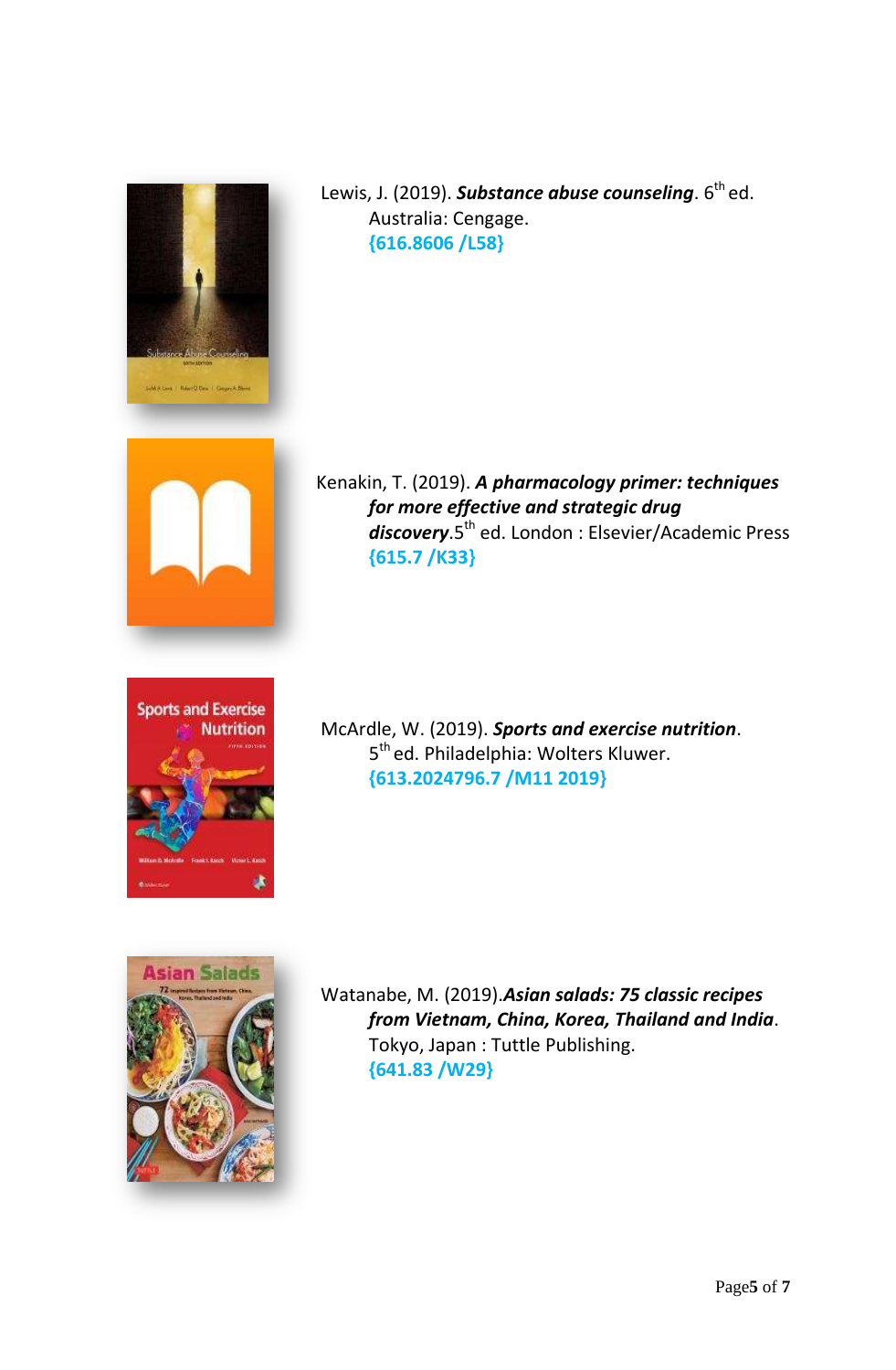Lewis, J. (2019). ***Substance abuse counseling***. 6th ed. Australia: Cengage.
**{616.8606 /L58}**

Kenakin, T. (2019). ***A pharmacology primer: techniques for more effective and strategic drug discovery***.5th ed. London : Elsevier/Academic Press
**{615.7 /K33}**

McArdle, W. (2019). ***Sports and exercise nutrition***. 5th ed. Philadelphia: Wolters Kluwer.
**{613.2024796.7 /M11 2019}**

Watanabe, M. (2019).***Asian salads: 75 classic recipes from Vietnam, China, Korea, Thailand and India***. Tokyo, Japan : Tuttle Publishing.
**{641.83 /W29}**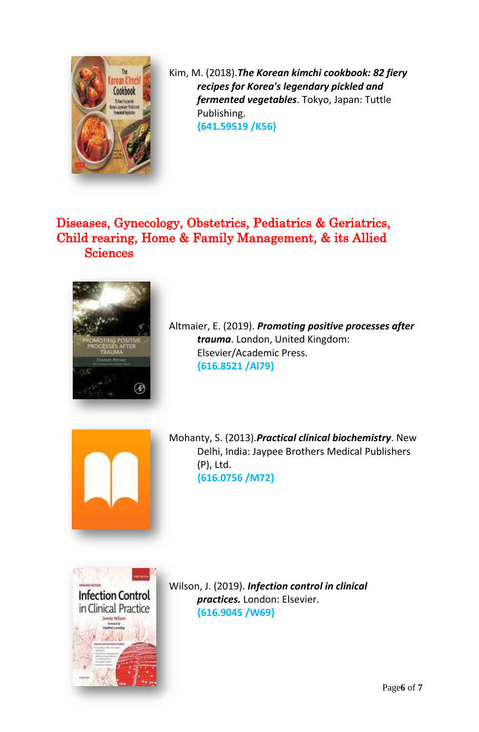Kim, M. (2018).***The Korean kimchi cookbook: 82 fiery recipes for Korea's legendary pickled and fermented vegetables***. Tokyo, Japan: Tuttle Publishing.
**{641.59519 /K56}**

## Diseases, Gynecology, Obstetrics, Pediatrics & Geriatrics, Child rearing, Home & Family Management, & its Allied Sciences

Altmaier, E. (2019). ***Promoting positive processes after trauma***. London, United Kingdom: Elsevier/Academic Press.
**{616.8521 /Al79}**

Mohanty, S. (2013).***Practical clinical biochemistry***. New Delhi, India: Jaypee Brothers Medical Publishers (P), Ltd.
**{616.0756 /M72}**

Wilson, J. (2019). ***Infection control in clinical practices.*** London: Elsevier.
**{616.9045 /W69}**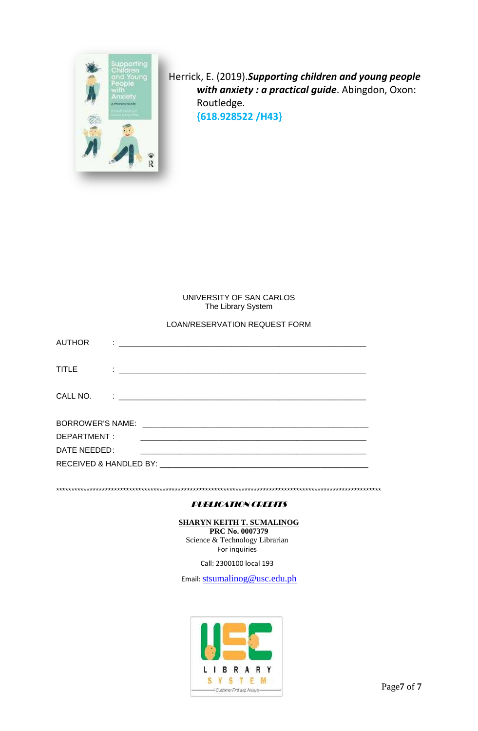Herrick, E. (2019).***Supporting children and young people with anxiety : a practical guide***. Abingdon, Oxon: Routledge.
**{618.928522 /H43}**

UNIVERSITY OF SAN CARLOS
The Library System

LOAN/RESERVATION REQUEST FORM

AUTHOR : ____________________________________________________________

TITLE : ____________________________________________________________

CALL NO. : ____________________________________________________________

BORROWER'S NAME: ______________________________________________________

DEPARTMENT : ______________________________________________________

DATE NEEDED: ______________________________________________________

RECEIVED & HANDLED BY: _________________________________________________

*******************************************************************************************************

***PUBLICATION CREDITS***

**SHARYN KEITH T. SUMALINOG**
**PRC No. 0007379**
Science & Technology Librarian
For inquiries

Call: 2300100 local 193

Email: stsumalinog@usc.edu.ph

USC LIBRARY SYSTEM
Customer First and Always